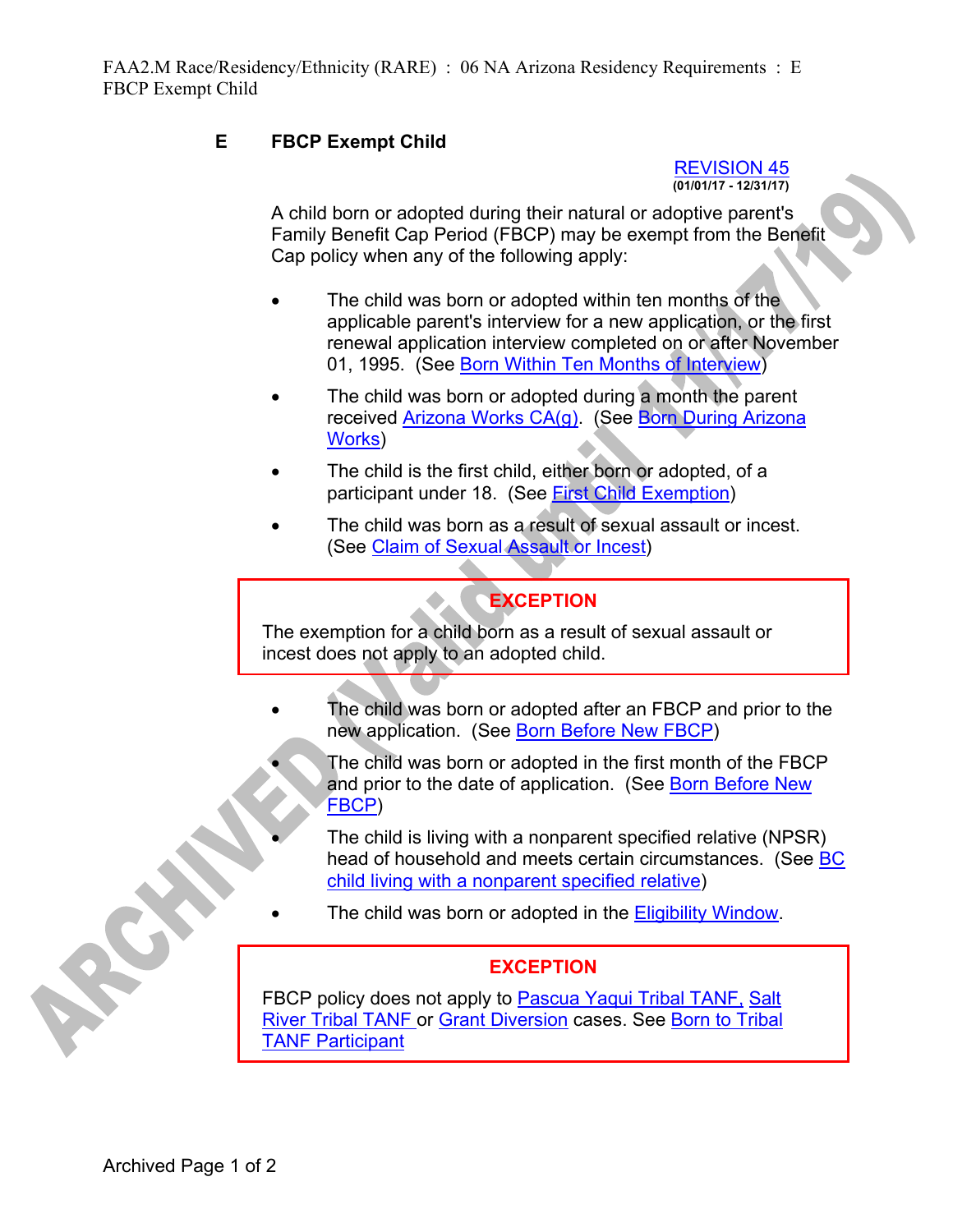FAA2.M Race/Residency/Ethnicity (RARE) : 06 NA Arizona Residency Requirements : E FBCP Exempt Child

## E FBCP Exempt Child

REVISION 45
(01/01/17 - 12/31/17)

A child born or adopted during their natural or adoptive parent's Family Benefit Cap Period (FBCP) may be exempt from the Benefit Cap policy when any of the following apply:

- The child was born or adopted within ten months of the applicable parent's interview for a new application, or the first renewal application interview completed on or after November 01, 1995. (See Born Within Ten Months of Interview)
- The child was born or adopted during a month the parent received Arizona Works CA(g). (See Born During Arizona Works)
- The child is the first child, either born or adopted, of a participant under 18. (See First Child Exemption)
- The child was born as a result of sexual assault or incest. (See Claim of Sexual Assault or Incest)

> **EXCEPTION**
>
> The exemption for a child born as a result of sexual assault or incest does not apply to an adopted child.

- The child was born or adopted after an FBCP and prior to the new application. (See Born Before New FBCP)
- The child was born or adopted in the first month of the FBCP and prior to the date of application. (See Born Before New FBCP)
- The child is living with a nonparent specified relative (NPSR) head of household and meets certain circumstances. (See BC child living with a nonparent specified relative)
- The child was born or adopted in the Eligibility Window.

> **EXCEPTION**
>
> FBCP policy does not apply to Pascua Yaqui Tribal TANF, Salt River Tribal TANF or Grant Diversion cases. See Born to Tribal TANF Participant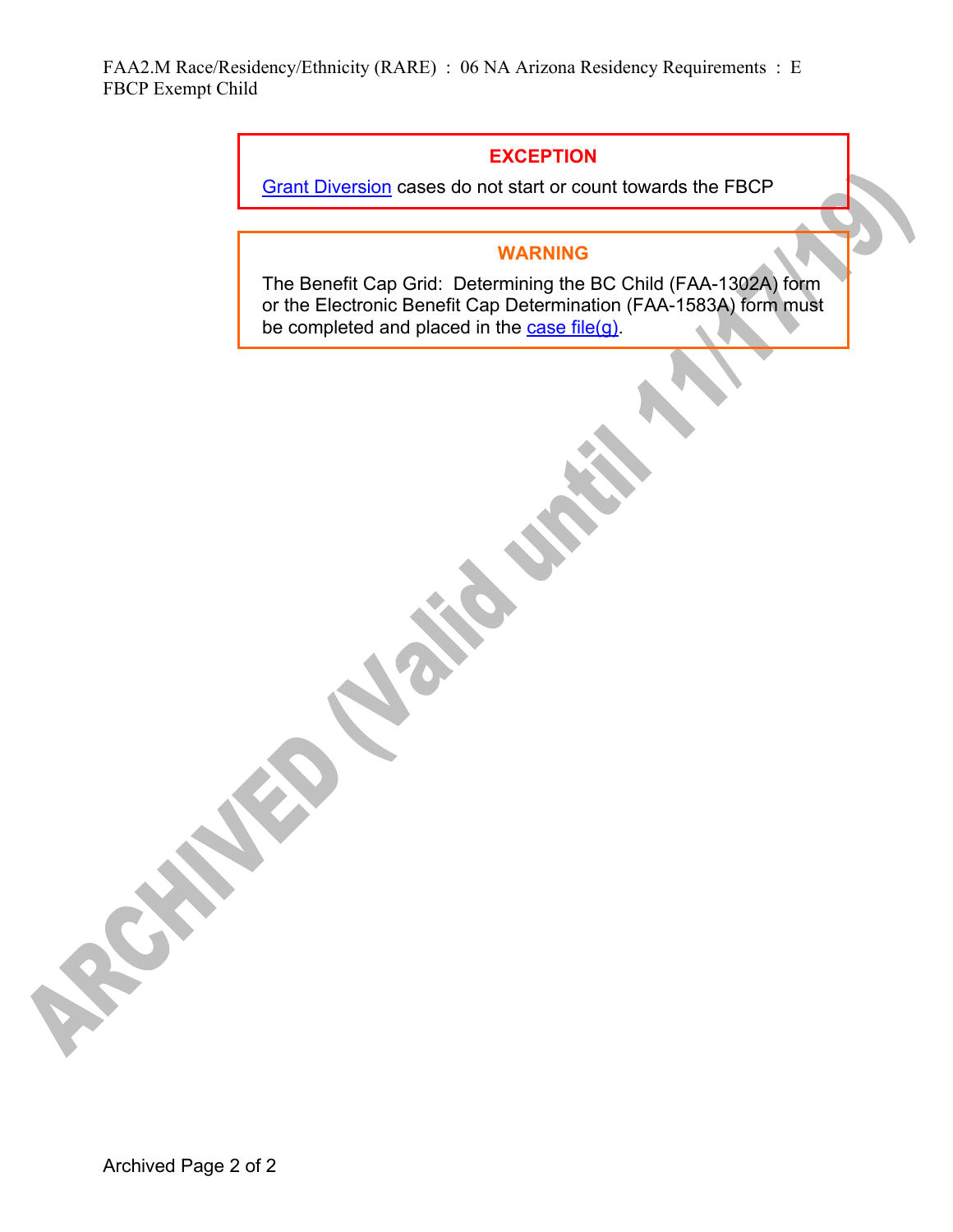**EXCEPTION**

Grant Diversion cases do not start or count towards the FBCP

**WARNING**

The Benefit Cap Grid: Determining the BC Child (FAA-1302A) form or the Electronic Benefit Cap Determination (FAA-1583A) form must be completed and placed in the case file(g).